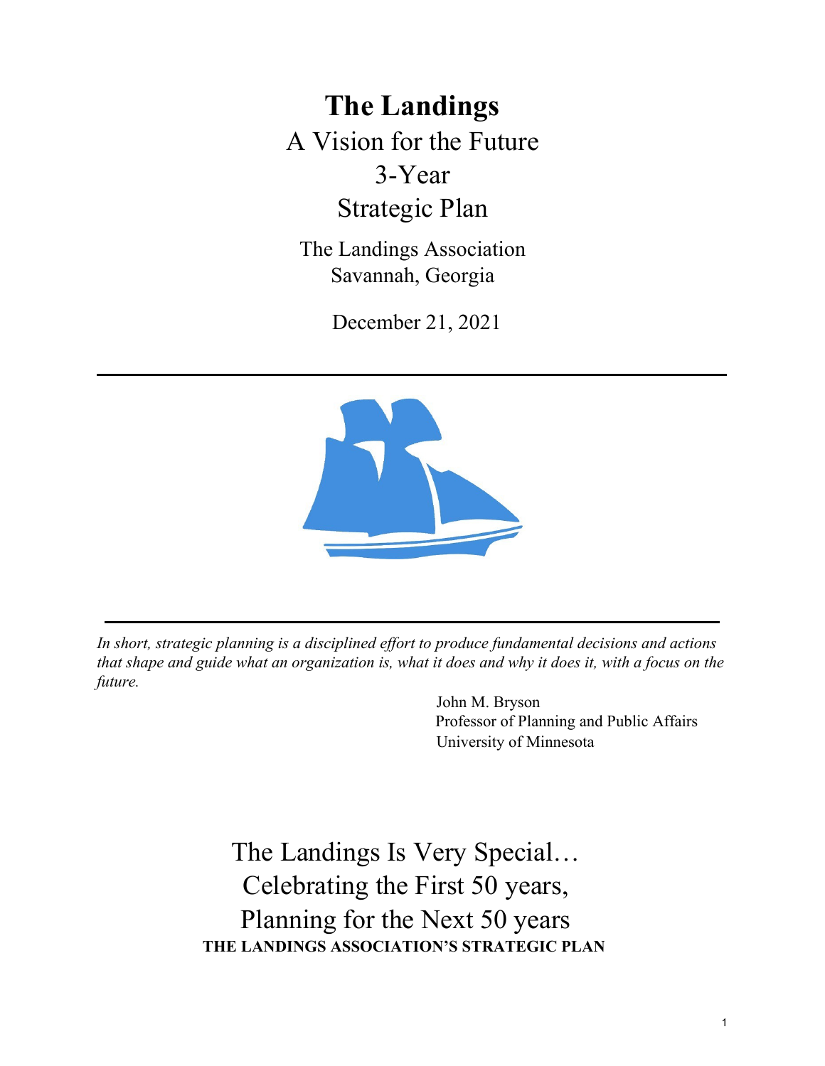# The Landings

A Vision for the Future

3-Year

Strategic Plan

The Landings Association
Savannah, Georgia

December 21, 2021

---

*In short, strategic planning is a disciplined effort to produce fundamental decisions and actions that shape and guide what an organization is, what it does and why it does it, with a focus on the future.*

John M. Bryson
Professor of Planning and Public Affairs
University of Minnesota

The Landings Is Very Special…
Celebrating the First 50 years,
Planning for the Next 50 years

**THE LANDINGS ASSOCIATION'S STRATEGIC PLAN**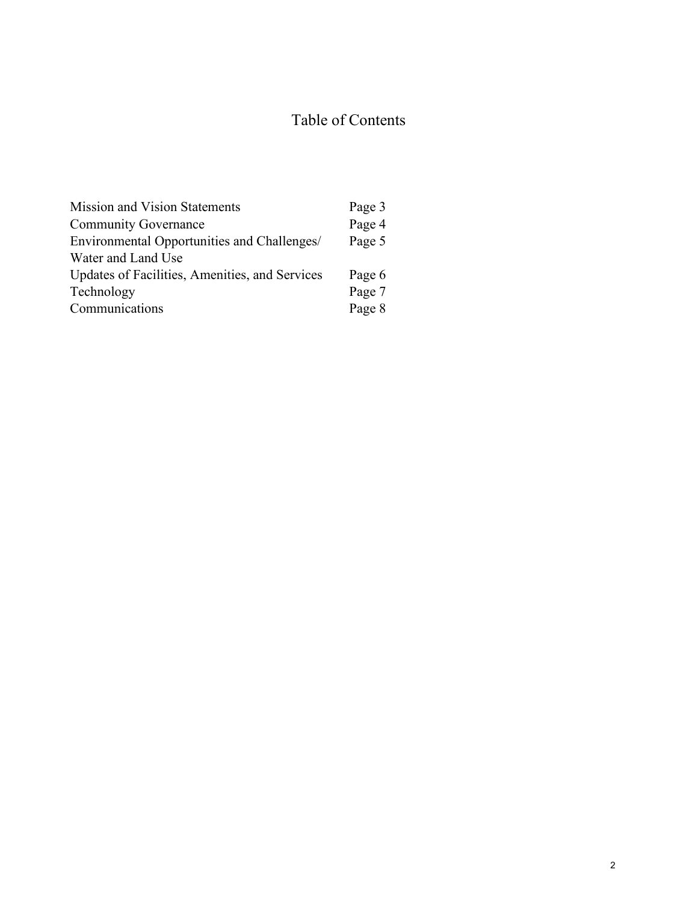# Table of Contents

| | |
|---|---|
| Mission and Vision Statements | Page 3 |
| Community Governance | Page 4 |
| Environmental Opportunities and Challenges/ Water and Land Use | Page 5 |
| Updates of Facilities, Amenities, and Services | Page 6 |
| Technology | Page 7 |
| Communications | Page 8 |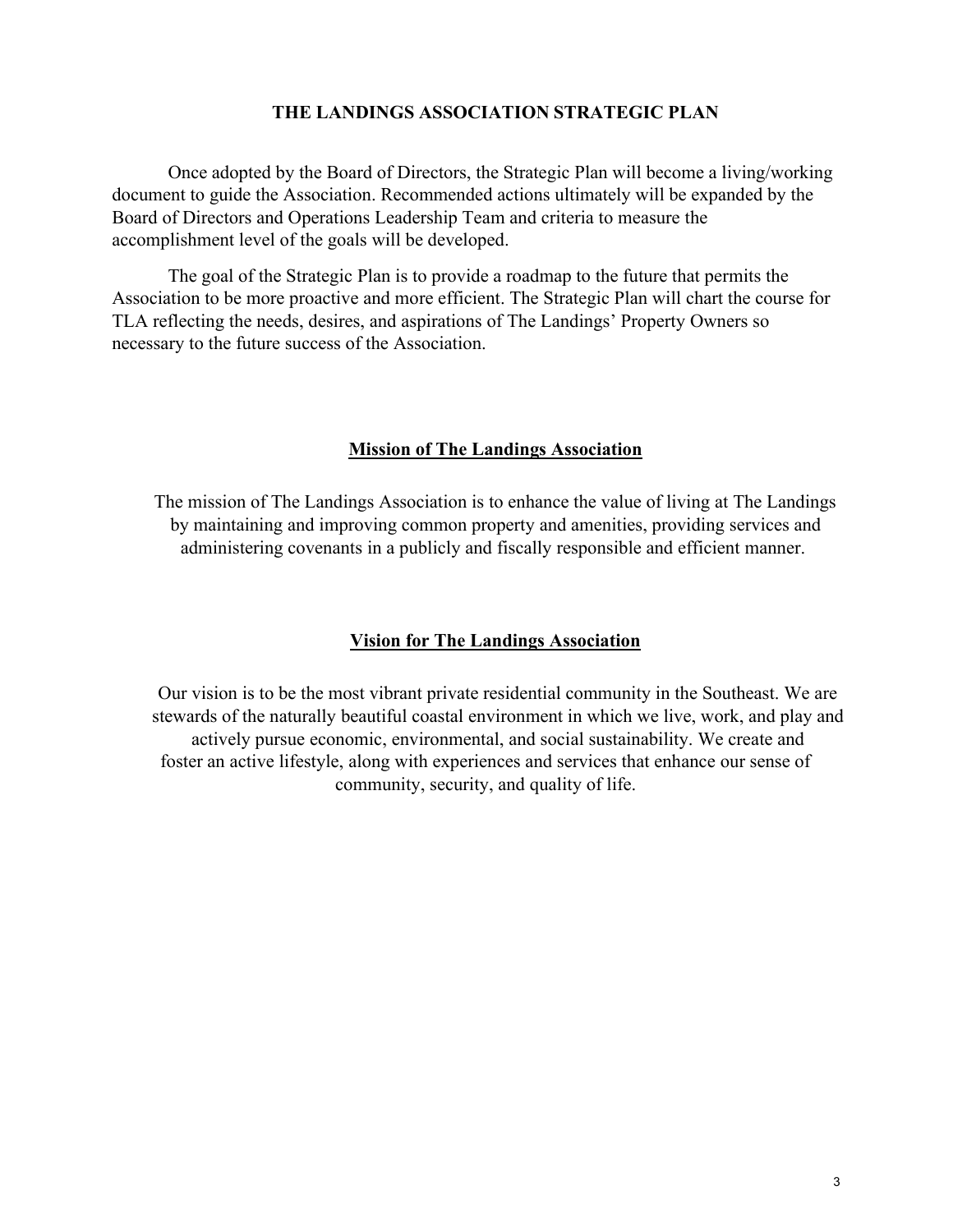# THE LANDINGS ASSOCIATION STRATEGIC PLAN

Once adopted by the Board of Directors, the Strategic Plan will become a living/working document to guide the Association. Recommended actions ultimately will be expanded by the Board of Directors and Operations Leadership Team and criteria to measure the accomplishment level of the goals will be developed.

The goal of the Strategic Plan is to provide a roadmap to the future that permits the Association to be more proactive and more efficient. The Strategic Plan will chart the course for TLA reflecting the needs, desires, and aspirations of The Landings' Property Owners so necessary to the future success of the Association.

## Mission of The Landings Association

The mission of The Landings Association is to enhance the value of living at The Landings by maintaining and improving common property and amenities, providing services and administering covenants in a publicly and fiscally responsible and efficient manner.

## Vision for The Landings Association

Our vision is to be the most vibrant private residential community in the Southeast. We are stewards of the naturally beautiful coastal environment in which we live, work, and play and actively pursue economic, environmental, and social sustainability. We create and foster an active lifestyle, along with experiences and services that enhance our sense of community, security, and quality of life.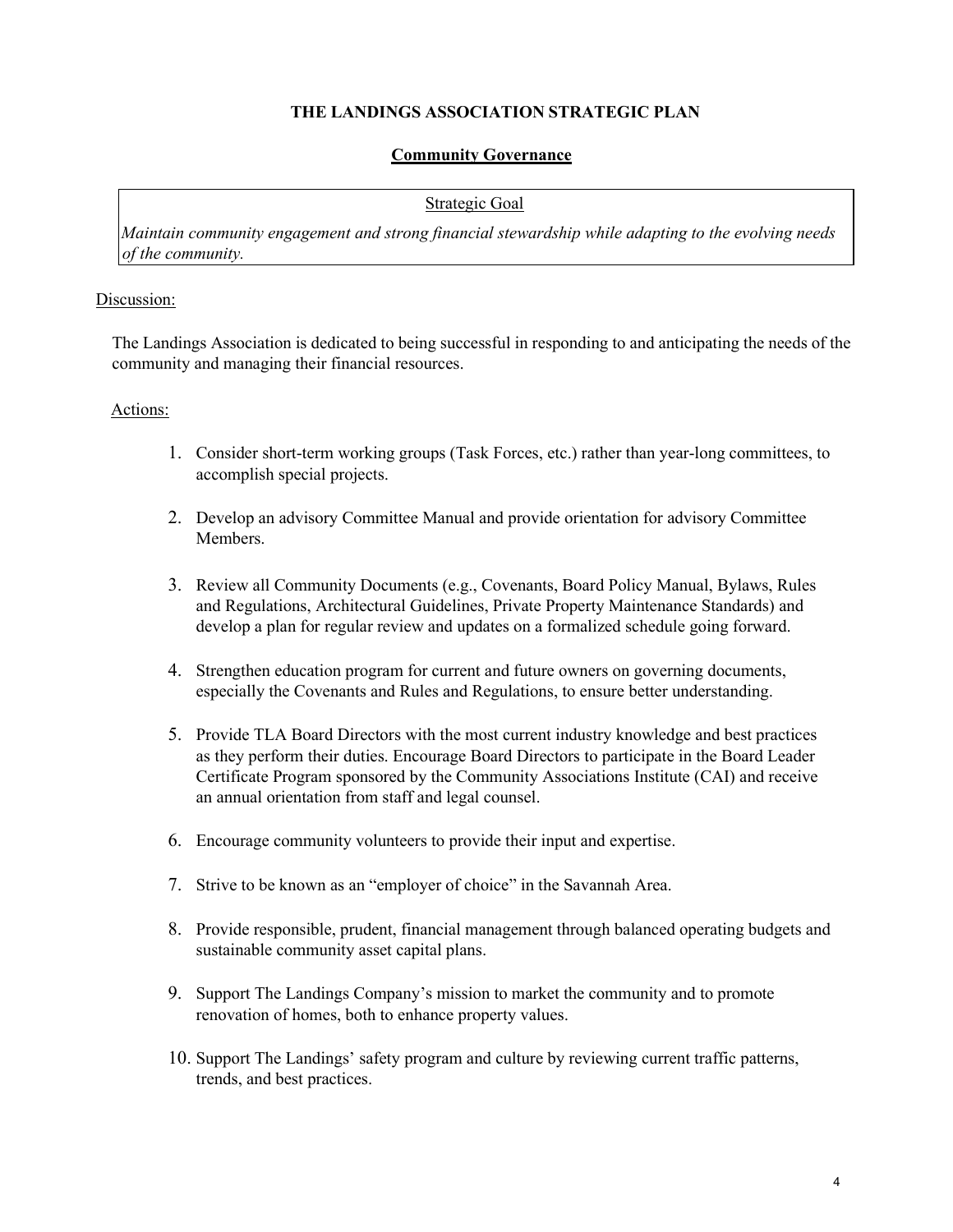# THE LANDINGS ASSOCIATION STRATEGIC PLAN

## Community Governance

Strategic Goal

*Maintain community engagement and strong financial stewardship while adapting to the evolving needs of the community.*

Discussion:

The Landings Association is dedicated to being successful in responding to and anticipating the needs of the community and managing their financial resources.

Actions:

1. Consider short-term working groups (Task Forces, etc.) rather than year-long committees, to accomplish special projects.

2. Develop an advisory Committee Manual and provide orientation for advisory Committee Members.

3. Review all Community Documents (e.g., Covenants, Board Policy Manual, Bylaws, Rules and Regulations, Architectural Guidelines, Private Property Maintenance Standards) and develop a plan for regular review and updates on a formalized schedule going forward.

4. Strengthen education program for current and future owners on governing documents, especially the Covenants and Rules and Regulations, to ensure better understanding.

5. Provide TLA Board Directors with the most current industry knowledge and best practices as they perform their duties. Encourage Board Directors to participate in the Board Leader Certificate Program sponsored by the Community Associations Institute (CAI) and receive an annual orientation from staff and legal counsel.

6. Encourage community volunteers to provide their input and expertise.

7. Strive to be known as an "employer of choice" in the Savannah Area.

8. Provide responsible, prudent, financial management through balanced operating budgets and sustainable community asset capital plans.

9. Support The Landings Company's mission to market the community and to promote renovation of homes, both to enhance property values.

10. Support The Landings' safety program and culture by reviewing current traffic patterns, trends, and best practices.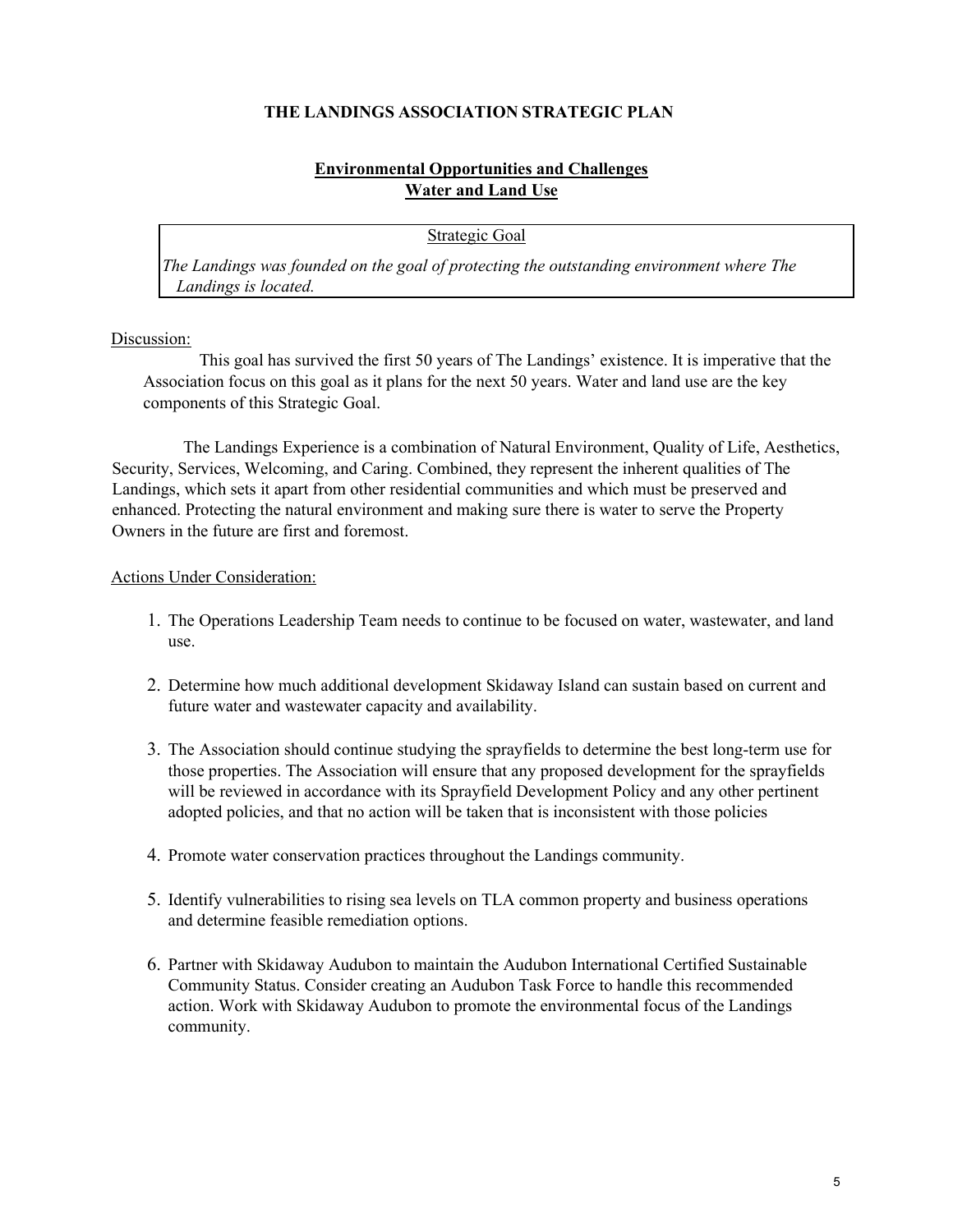# THE LANDINGS ASSOCIATION STRATEGIC PLAN

## Environmental Opportunities and Challenges
## Water and Land Use

**Strategic Goal**

*The Landings was founded on the goal of protecting the outstanding environment where The Landings is located.*

Discussion:

This goal has survived the first 50 years of The Landings' existence. It is imperative that the Association focus on this goal as it plans for the next 50 years. Water and land use are the key components of this Strategic Goal.

The Landings Experience is a combination of Natural Environment, Quality of Life, Aesthetics, Security, Services, Welcoming, and Caring. Combined, they represent the inherent qualities of The Landings, which sets it apart from other residential communities and which must be preserved and enhanced. Protecting the natural environment and making sure there is water to serve the Property Owners in the future are first and foremost.

Actions Under Consideration:

1. The Operations Leadership Team needs to continue to be focused on water, wastewater, and land use.
2. Determine how much additional development Skidaway Island can sustain based on current and future water and wastewater capacity and availability.
3. The Association should continue studying the sprayfields to determine the best long-term use for those properties. The Association will ensure that any proposed development for the sprayfields will be reviewed in accordance with its Sprayfield Development Policy and any other pertinent adopted policies, and that no action will be taken that is inconsistent with those policies
4. Promote water conservation practices throughout the Landings community.
5. Identify vulnerabilities to rising sea levels on TLA common property and business operations and determine feasible remediation options.
6. Partner with Skidaway Audubon to maintain the Audubon International Certified Sustainable Community Status. Consider creating an Audubon Task Force to handle this recommended action. Work with Skidaway Audubon to promote the environmental focus of the Landings community.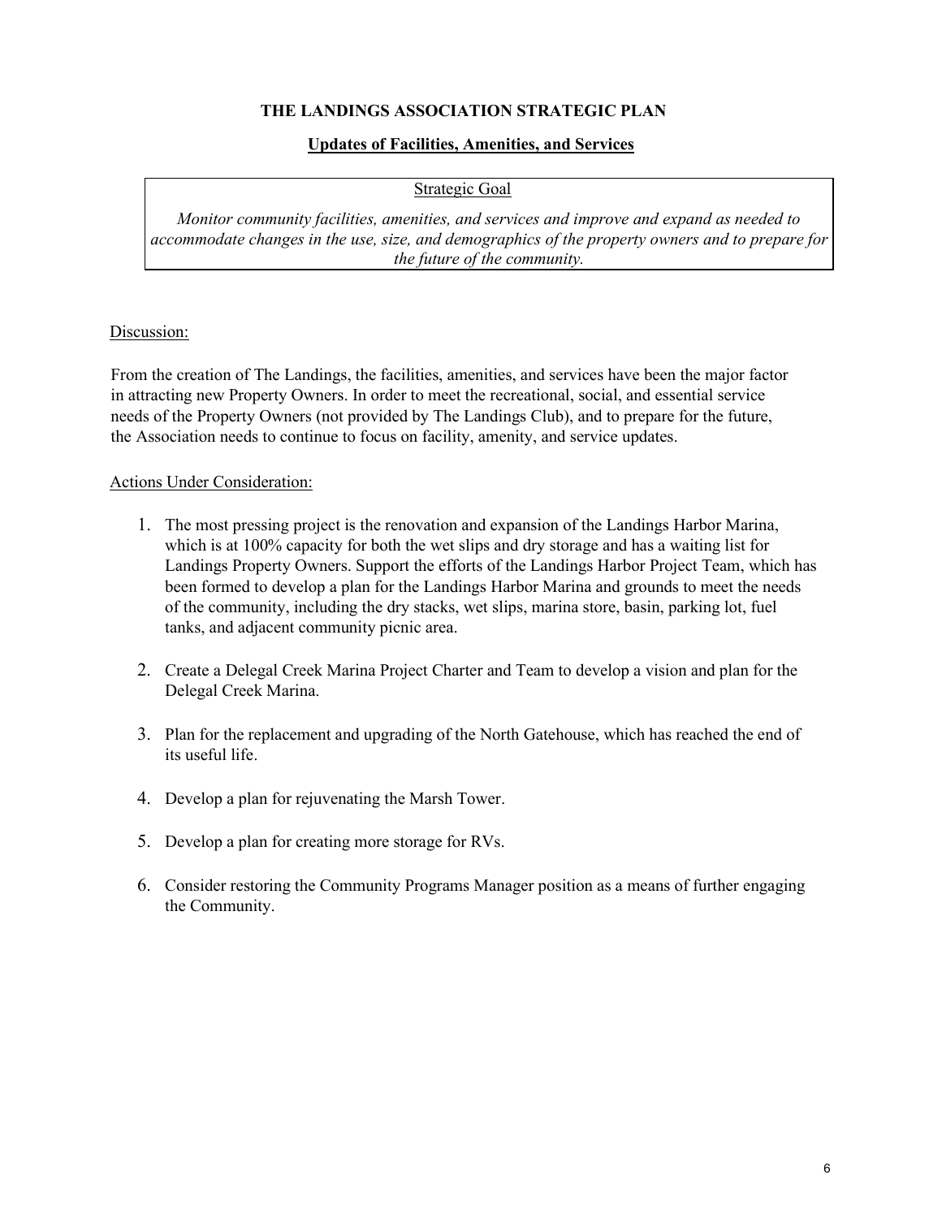# THE LANDINGS ASSOCIATION STRATEGIC PLAN

## Updates of Facilities, Amenities, and Services

Strategic Goal

*Monitor community facilities, amenities, and services and improve and expand as needed to accommodate changes in the use, size, and demographics of the property owners and to prepare for the future of the community.*

Discussion:

From the creation of The Landings, the facilities, amenities, and services have been the major factor in attracting new Property Owners. In order to meet the recreational, social, and essential service needs of the Property Owners (not provided by The Landings Club), and to prepare for the future, the Association needs to continue to focus on facility, amenity, and service updates.

Actions Under Consideration:

1. The most pressing project is the renovation and expansion of the Landings Harbor Marina, which is at 100% capacity for both the wet slips and dry storage and has a waiting list for Landings Property Owners. Support the efforts of the Landings Harbor Project Team, which has been formed to develop a plan for the Landings Harbor Marina and grounds to meet the needs of the community, including the dry stacks, wet slips, marina store, basin, parking lot, fuel tanks, and adjacent community picnic area.

2. Create a Delegal Creek Marina Project Charter and Team to develop a vision and plan for the Delegal Creek Marina.

3. Plan for the replacement and upgrading of the North Gatehouse, which has reached the end of its useful life.

4. Develop a plan for rejuvenating the Marsh Tower.

5. Develop a plan for creating more storage for RVs.

6. Consider restoring the Community Programs Manager position as a means of further engaging the Community.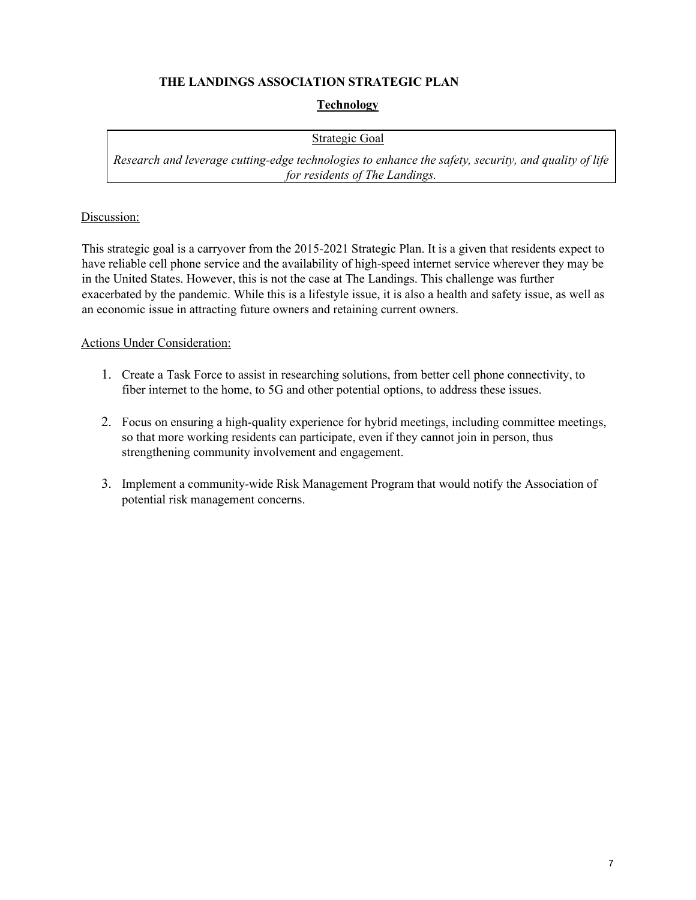**THE LANDINGS ASSOCIATION STRATEGIC PLAN**

## Technology

| Strategic Goal |
| --- |
| *Research and leverage cutting-edge technologies to enhance the safety, security, and quality of life for residents of The Landings.* |

Discussion:

This strategic goal is a carryover from the 2015-2021 Strategic Plan. It is a given that residents expect to have reliable cell phone service and the availability of high-speed internet service wherever they may be in the United States. However, this is not the case at The Landings. This challenge was further exacerbated by the pandemic. While this is a lifestyle issue, it is also a health and safety issue, as well as an economic issue in attracting future owners and retaining current owners.

Actions Under Consideration:

1. Create a Task Force to assist in researching solutions, from better cell phone connectivity, to fiber internet to the home, to 5G and other potential options, to address these issues.

2. Focus on ensuring a high-quality experience for hybrid meetings, including committee meetings, so that more working residents can participate, even if they cannot join in person, thus strengthening community involvement and engagement.

3. Implement a community-wide Risk Management Program that would notify the Association of potential risk management concerns.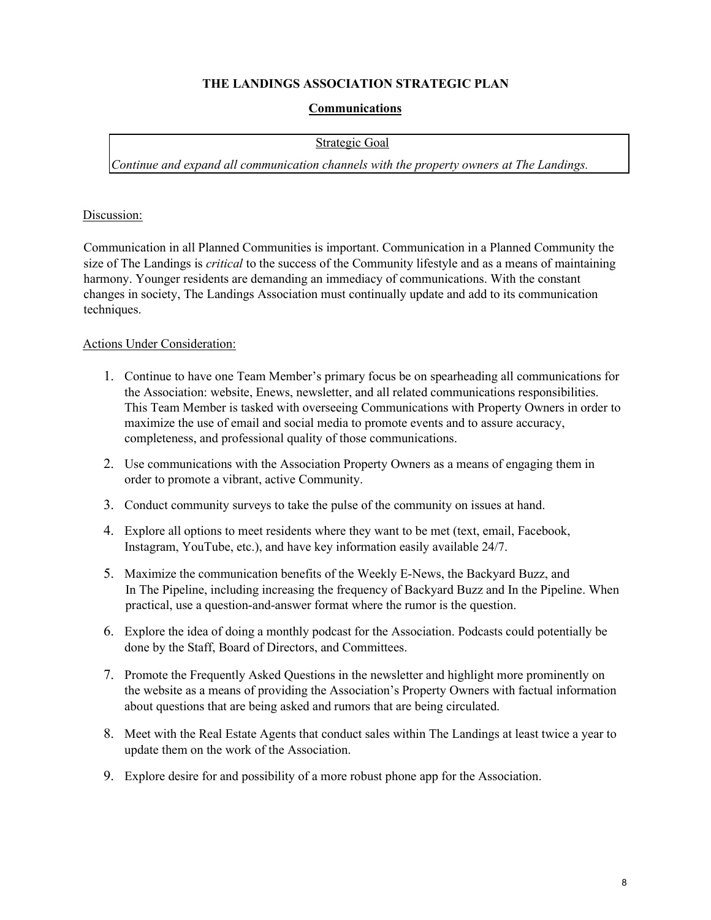# THE LANDINGS ASSOCIATION STRATEGIC PLAN

## Communications

**Strategic Goal**

*Continue and expand all communication channels with the property owners at The Landings.*

Discussion:

Communication in all Planned Communities is important. Communication in a Planned Community the size of The Landings is *critical* to the success of the Community lifestyle and as a means of maintaining harmony. Younger residents are demanding an immediacy of communications. With the constant changes in society, The Landings Association must continually update and add to its communication techniques.

Actions Under Consideration:

1. Continue to have one Team Member's primary focus be on spearheading all communications for the Association: website, Enews, newsletter, and all related communications responsibilities. This Team Member is tasked with overseeing Communications with Property Owners in order to maximize the use of email and social media to promote events and to assure accuracy, completeness, and professional quality of those communications.
2. Use communications with the Association Property Owners as a means of engaging them in order to promote a vibrant, active Community.
3. Conduct community surveys to take the pulse of the community on issues at hand.
4. Explore all options to meet residents where they want to be met (text, email, Facebook, Instagram, YouTube, etc.), and have key information easily available 24/7.
5. Maximize the communication benefits of the Weekly E-News, the Backyard Buzz, and In The Pipeline, including increasing the frequency of Backyard Buzz and In the Pipeline. When practical, use a question-and-answer format where the rumor is the question.
6. Explore the idea of doing a monthly podcast for the Association. Podcasts could potentially be done by the Staff, Board of Directors, and Committees.
7. Promote the Frequently Asked Questions in the newsletter and highlight more prominently on the website as a means of providing the Association's Property Owners with factual information about questions that are being asked and rumors that are being circulated.
8. Meet with the Real Estate Agents that conduct sales within The Landings at least twice a year to update them on the work of the Association.
9. Explore desire for and possibility of a more robust phone app for the Association.